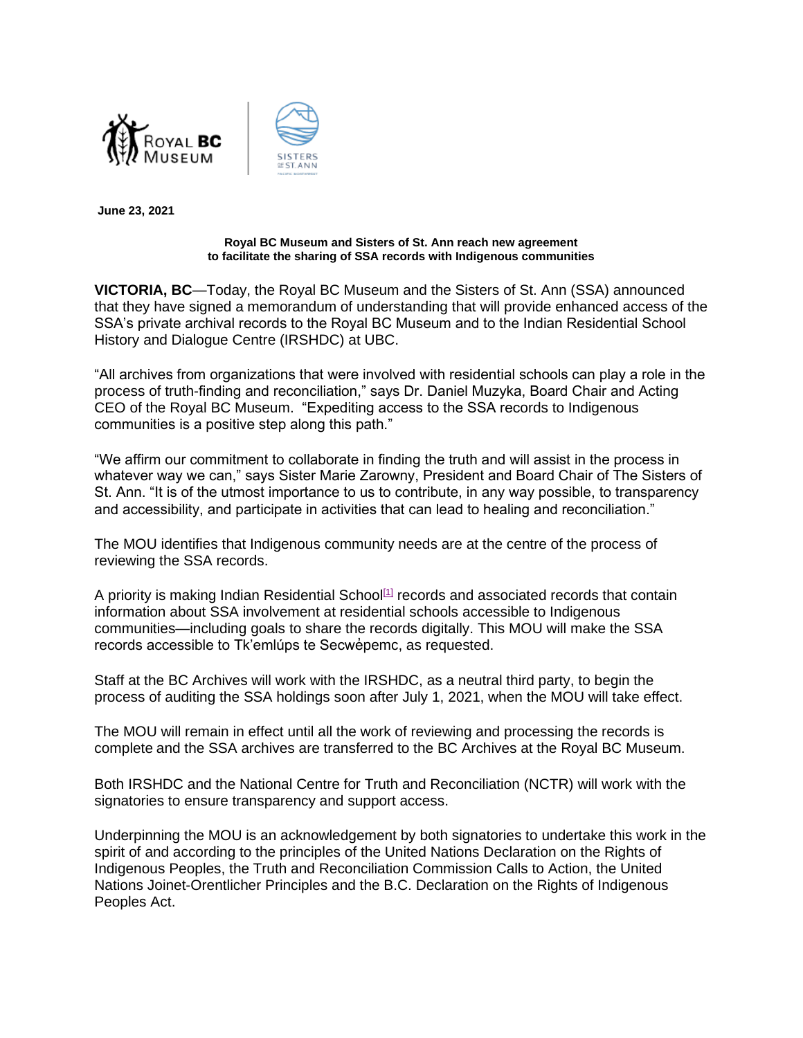**June 23, 2021**

**Royal BC Museum and Sisters of St. Ann reach new agreement to facilitate the sharing of SSA records with Indigenous communities**

**VICTORIA, BC**—Today, the Royal BC Museum and the Sisters of St. Ann (SSA) announced that they have signed a memorandum of understanding that will provide enhanced access of the SSA's private archival records to the Royal BC Museum and to the Indian Residential School History and Dialogue Centre (IRSHDC) at UBC.

"All archives from organizations that were involved with residential schools can play a role in the process of truth-finding and reconciliation," says Dr. Daniel Muzyka, Board Chair and Acting CEO of the Royal BC Museum. "Expediting access to the SSA records to Indigenous communities is a positive step along this path."

"We affirm our commitment to collaborate in finding the truth and will assist in the process in whatever way we can," says Sister Marie Zarowny, President and Board Chair of The Sisters of St. Ann. "It is of the utmost importance to us to contribute, in any way possible, to transparency and accessibility, and participate in activities that can lead to healing and reconciliation."

The MOU identifies that Indigenous community needs are at the centre of the process of reviewing the SSA records.

A priority is making Indian Residential School[1] records and associated records that contain information about SSA involvement at residential schools accessible to Indigenous communities—including goals to share the records digitally. This MOU will make the SSA records accessible to Tk'emlúps te Secwėpemc, as requested.

Staff at the BC Archives will work with the IRSHDC, as a neutral third party, to begin the process of auditing the SSA holdings soon after July 1, 2021, when the MOU will take effect.

The MOU will remain in effect until all the work of reviewing and processing the records is complete and the SSA archives are transferred to the BC Archives at the Royal BC Museum.

Both IRSHDC and the National Centre for Truth and Reconciliation (NCTR) will work with the signatories to ensure transparency and support access.

Underpinning the MOU is an acknowledgement by both signatories to undertake this work in the spirit of and according to the principles of the United Nations Declaration on the Rights of Indigenous Peoples, the Truth and Reconciliation Commission Calls to Action, the United Nations Joinet-Orentlicher Principles and the B.C. Declaration on the Rights of Indigenous Peoples Act.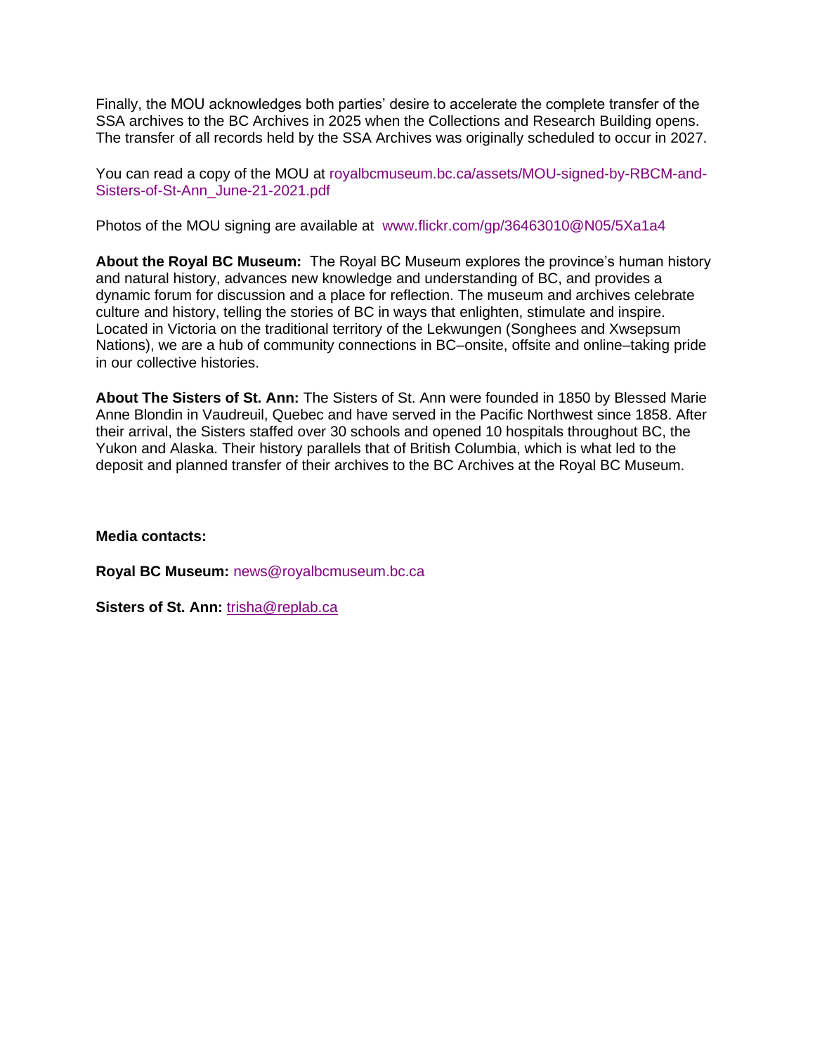Finally, the MOU acknowledges both parties' desire to accelerate the complete transfer of the SSA archives to the BC Archives in 2025 when the Collections and Research Building opens. The transfer of all records held by the SSA Archives was originally scheduled to occur in 2027.

You can read a copy of the MOU at royalbcmuseum.bc.ca/assets/MOU-signed-by-RBCM-and-Sisters-of-St-Ann_June-21-2021.pdf

Photos of the MOU signing are available at www.flickr.com/gp/36463010@N05/5Xa1a4

**About the Royal BC Museum:** The Royal BC Museum explores the province's human history and natural history, advances new knowledge and understanding of BC, and provides a dynamic forum for discussion and a place for reflection. The museum and archives celebrate culture and history, telling the stories of BC in ways that enlighten, stimulate and inspire. Located in Victoria on the traditional territory of the Lekwungen (Songhees and Xwsepsum Nations), we are a hub of community connections in BC–onsite, offsite and online–taking pride in our collective histories.

**About The Sisters of St. Ann:** The Sisters of St. Ann were founded in 1850 by Blessed Marie Anne Blondin in Vaudreuil, Quebec and have served in the Pacific Northwest since 1858. After their arrival, the Sisters staffed over 30 schools and opened 10 hospitals throughout BC, the Yukon and Alaska. Their history parallels that of British Columbia, which is what led to the deposit and planned transfer of their archives to the BC Archives at the Royal BC Museum.

**Media contacts:**

**Royal BC Museum:** news@royalbcmuseum.bc.ca

**Sisters of St. Ann:** trisha@replab.ca